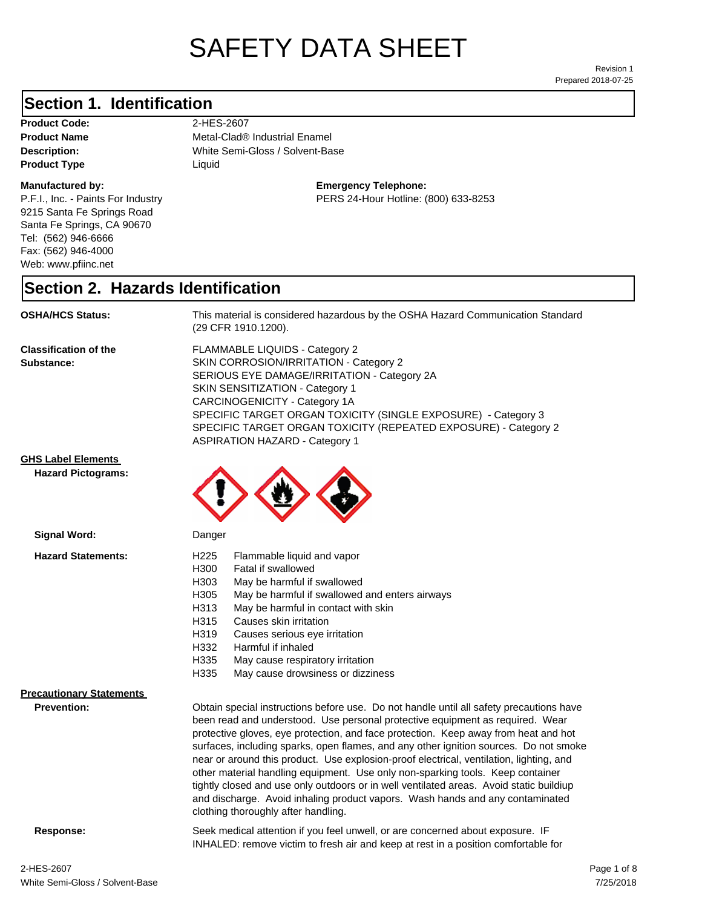# SAFETY DATA SHEET

Revision 1
Prepared 2018-07-25

## Section 1. Identification

**Product Code:** 2-HES-2607
**Product Name** Metal-Clad® Industrial Enamel
**Description:** White Semi-Gloss / Solvent-Base
**Product Type** Liquid

**Manufactured by:**
P.F.I., Inc. - Paints For Industry
9215 Santa Fe Springs Road
Santa Fe Springs, CA 90670
Tel: (562) 946-6666
Fax: (562) 946-4000
Web: www.pfiinc.net

**Emergency Telephone:**
PERS 24-Hour Hotline: (800) 633-8253

## Section 2. Hazards Identification

**OSHA/HCS Status:** This material is considered hazardous by the OSHA Hazard Communication Standard (29 CFR 1910.1200).

**Classification of the Substance:**
FLAMMABLE LIQUIDS - Category 2
SKIN CORROSION/IRRITATION - Category 2
SERIOUS EYE DAMAGE/IRRITATION - Category 2A
SKIN SENSITIZATION - Category 1
CARCINOGENICITY - Category 1A
SPECIFIC TARGET ORGAN TOXICITY (SINGLE EXPOSURE) - Category 3
SPECIFIC TARGET ORGAN TOXICITY (REPEATED EXPOSURE) - Category 2
ASPIRATION HAZARD - Category 1

**GHS Label Elements**

**Hazard Pictograms:**

**Signal Word:** Danger

**Hazard Statements:**

| | |
|---|---|
| H225 | Flammable liquid and vapor |
| H300 | Fatal if swallowed |
| H303 | May be harmful if swallowed |
| H305 | May be harmful if swallowed and enters airways |
| H313 | May be harmful in contact with skin |
| H315 | Causes skin irritation |
| H319 | Causes serious eye irritation |
| H332 | Harmful if inhaled |
| H335 | May cause respiratory irritation |
| H335 | May cause drowsiness or dizziness |

**Precautionary Statements**

**Prevention:** Obtain special instructions before use. Do not handle until all safety precautions have been read and understood. Use personal protective equipment as required. Wear protective gloves, eye protection, and face protection. Keep away from heat and hot surfaces, including sparks, open flames, and any other ignition sources. Do not smoke near or around this product. Use explosion-proof electrical, ventilation, lighting, and other material handling equipment. Use only non-sparking tools. Keep container tightly closed and use only outdoors or in well ventilated areas. Avoid static buildiup and discharge. Avoid inhaling product vapors. Wash hands and any contaminated clothing thoroughly after handling.

**Response:** Seek medical attention if you feel unwell, or are concerned about exposure. IF INHALED: remove victim to fresh air and keep at rest in a position comfortable for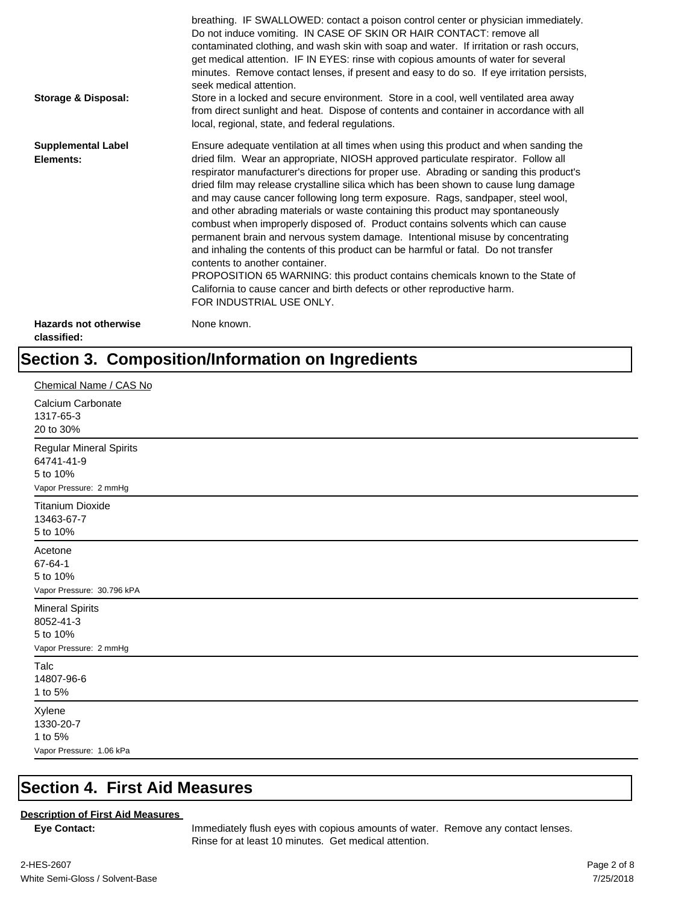breathing. IF SWALLOWED: contact a poison control center or physician immediately. Do not induce vomiting. IN CASE OF SKIN OR HAIR CONTACT: remove all contaminated clothing, and wash skin with soap and water. If irritation or rash occurs, get medical attention. IF IN EYES: rinse with copious amounts of water for several minutes. Remove contact lenses, if present and easy to do so. If eye irritation persists, seek medical attention.

**Storage & Disposal:** Store in a locked and secure environment. Store in a cool, well ventilated area away from direct sunlight and heat. Dispose of contents and container in accordance with all local, regional, state, and federal regulations.

**Supplemental Label Elements:** Ensure adequate ventilation at all times when using this product and when sanding the dried film. Wear an appropriate, NIOSH approved particulate respirator. Follow all respirator manufacturer's directions for proper use. Abrading or sanding this product's dried film may release crystalline silica which has been shown to cause lung damage and may cause cancer following long term exposure. Rags, sandpaper, steel wool, and other abrading materials or waste containing this product may spontaneously combust when improperly disposed of. Product contains solvents which can cause permanent brain and nervous system damage. Intentional misuse by concentrating and inhaling the contents of this product can be harmful or fatal. Do not transfer contents to another container.
PROPOSITION 65 WARNING: this product contains chemicals known to the State of California to cause cancer and birth defects or other reproductive harm.
FOR INDUSTRIAL USE ONLY.

**Hazards not otherwise classified:** None known.

# Section 3. Composition/Information on Ingredients

Chemical Name / CAS No

Calcium Carbonate
1317-65-3
20 to 30%

Regular Mineral Spirits
64741-41-9
5 to 10%
Vapor Pressure: 2 mmHg

Titanium Dioxide
13463-67-7
5 to 10%

Acetone
67-64-1
5 to 10%
Vapor Pressure: 30.796 kPA

Mineral Spirits
8052-41-3
5 to 10%
Vapor Pressure: 2 mmHg

Talc
14807-96-6
1 to 5%

Xylene
1330-20-7
1 to 5%
Vapor Pressure: 1.06 kPa

# Section 4. First Aid Measures

**Description of First Aid Measures**

**Eye Contact:** Immediately flush eyes with copious amounts of water. Remove any contact lenses. Rinse for at least 10 minutes. Get medical attention.

2-HES-2607
White Semi-Gloss / Solvent-Base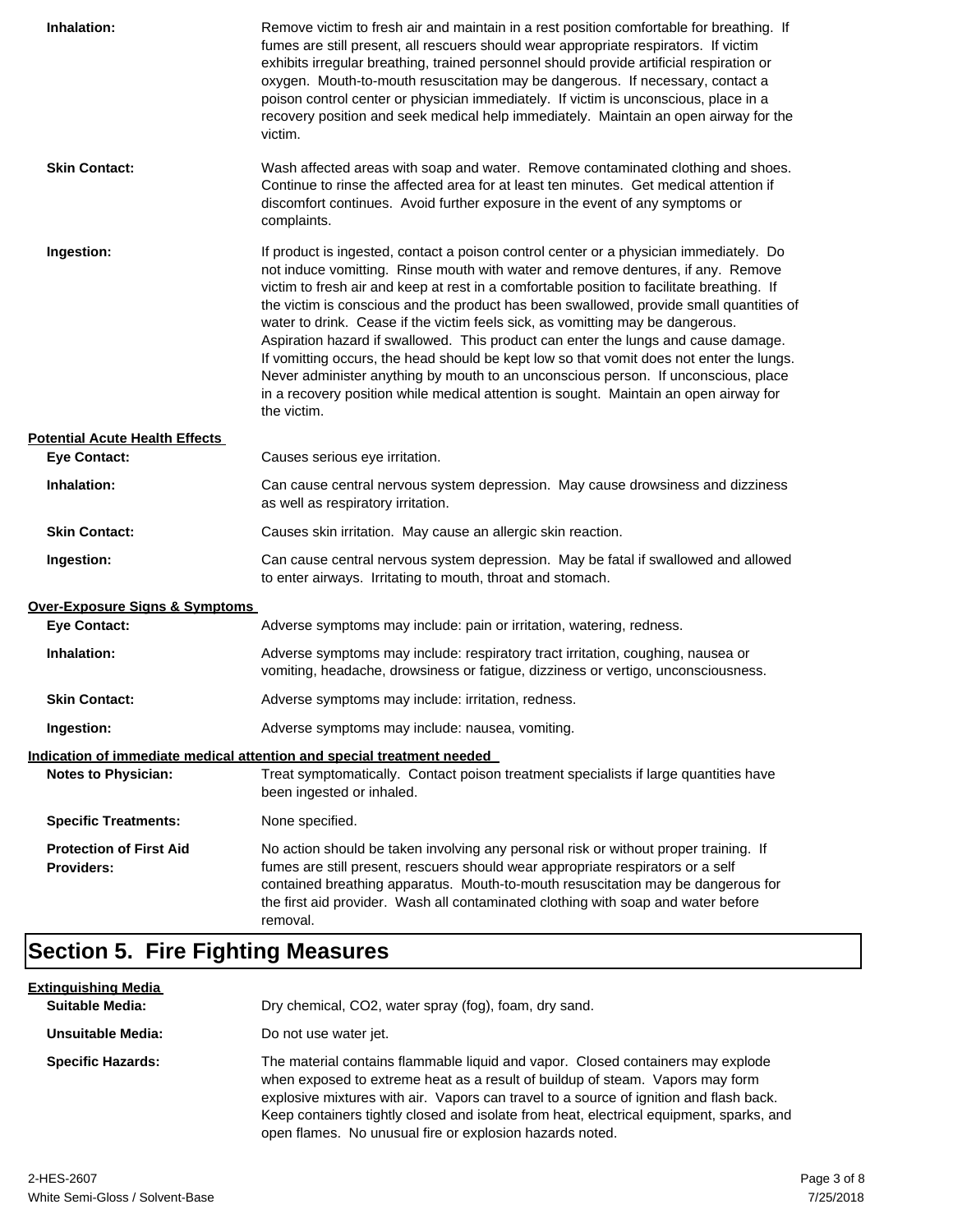**Inhalation:** Remove victim to fresh air and maintain in a rest position comfortable for breathing. If fumes are still present, all rescuers should wear appropriate respirators. If victim exhibits irregular breathing, trained personnel should provide artificial respiration or oxygen. Mouth-to-mouth resuscitation may be dangerous. If necessary, contact a poison control center or physician immediately. If victim is unconscious, place in a recovery position and seek medical help immediately. Maintain an open airway for the victim.

**Skin Contact:** Wash affected areas with soap and water. Remove contaminated clothing and shoes. Continue to rinse the affected area for at least ten minutes. Get medical attention if discomfort continues. Avoid further exposure in the event of any symptoms or complaints.

**Ingestion:** If product is ingested, contact a poison control center or a physician immediately. Do not induce vomitting. Rinse mouth with water and remove dentures, if any. Remove victim to fresh air and keep at rest in a comfortable position to facilitate breathing. If the victim is conscious and the product has been swallowed, provide small quantities of water to drink. Cease if the victim feels sick, as vomitting may be dangerous. Aspiration hazard if swallowed. This product can enter the lungs and cause damage. If vomitting occurs, the head should be kept low so that vomit does not enter the lungs. Never administer anything by mouth to an unconscious person. If unconscious, place in a recovery position while medical attention is sought. Maintain an open airway for the victim.

**Potential Acute Health Effects**

**Eye Contact:** Causes serious eye irritation.

**Inhalation:** Can cause central nervous system depression. May cause drowsiness and dizziness as well as respiratory irritation.

**Skin Contact:** Causes skin irritation. May cause an allergic skin reaction.

**Ingestion:** Can cause central nervous system depression. May be fatal if swallowed and allowed to enter airways. Irritating to mouth, throat and stomach.

**Over-Exposure Signs & Symptoms**

**Eye Contact:** Adverse symptoms may include: pain or irritation, watering, redness.

**Inhalation:** Adverse symptoms may include: respiratory tract irritation, coughing, nausea or vomiting, headache, drowsiness or fatigue, dizziness or vertigo, unconsciousness.

**Skin Contact:** Adverse symptoms may include: irritation, redness.

**Ingestion:** Adverse symptoms may include: nausea, vomiting.

**Indication of immediate medical attention and special treatment needed**

**Notes to Physician:** Treat symptomatically. Contact poison treatment specialists if large quantities have been ingested or inhaled.

**Specific Treatments:** None specified.

**Protection of First Aid Providers:** No action should be taken involving any personal risk or without proper training. If fumes are still present, rescuers should wear appropriate respirators or a self contained breathing apparatus. Mouth-to-mouth resuscitation may be dangerous for the first aid provider. Wash all contaminated clothing with soap and water before removal.

# Section 5. Fire Fighting Measures

**Extinguishing Media**

**Suitable Media:** Dry chemical, $CO_2$, water spray (fog), foam, dry sand.

**Unsuitable Media:** Do not use water jet.

**Specific Hazards:** The material contains flammable liquid and vapor. Closed containers may explode when exposed to extreme heat as a result of buildup of steam. Vapors may form explosive mixtures with air. Vapors can travel to a source of ignition and flash back. Keep containers tightly closed and isolate from heat, electrical equipment, sparks, and open flames. No unusual fire or explosion hazards noted.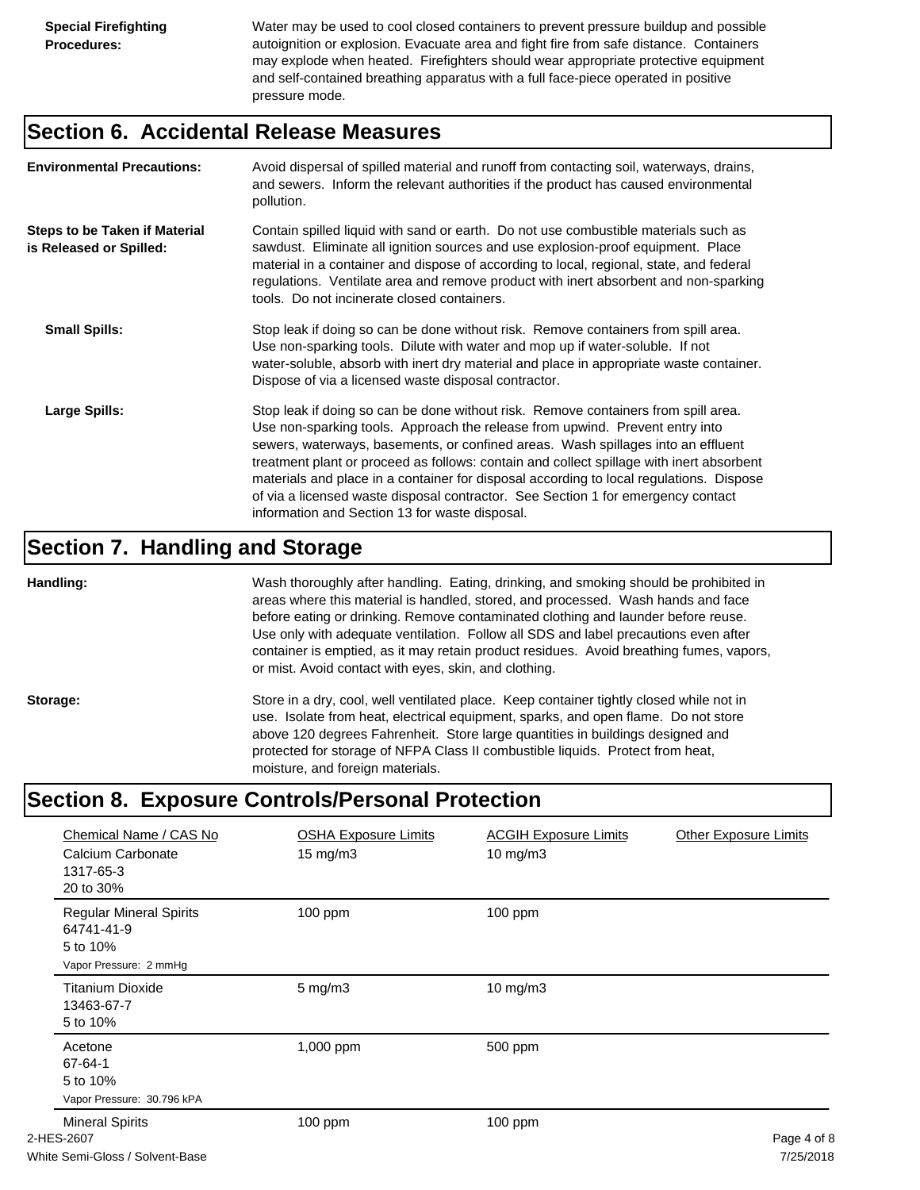**Special Firefighting Procedures:** Water may be used to cool closed containers to prevent pressure buildup and possible autoignition or explosion. Evacuate area and fight fire from safe distance. Containers may explode when heated. Firefighters should wear appropriate protective equipment and self-contained breathing apparatus with a full face-piece operated in positive pressure mode.

## Section 6. Accidental Release Measures

**Environmental Precautions:** Avoid dispersal of spilled material and runoff from contacting soil, waterways, drains, and sewers. Inform the relevant authorities if the product has caused environmental pollution.

**Steps to be Taken if Material is Released or Spilled:** Contain spilled liquid with sand or earth. Do not use combustible materials such as sawdust. Eliminate all ignition sources and use explosion-proof equipment. Place material in a container and dispose of according to local, regional, state, and federal regulations. Ventilate area and remove product with inert absorbent and non-sparking tools. Do not incinerate closed containers.

**Small Spills:** Stop leak if doing so can be done without risk. Remove containers from spill area. Use non-sparking tools. Dilute with water and mop up if water-soluble. If not water-soluble, absorb with inert dry material and place in appropriate waste container. Dispose of via a licensed waste disposal contractor.

**Large Spills:** Stop leak if doing so can be done without risk. Remove containers from spill area. Use non-sparking tools. Approach the release from upwind. Prevent entry into sewers, waterways, basements, or confined areas. Wash spillages into an effluent treatment plant or proceed as follows: contain and collect spillage with inert absorbent materials and place in a container for disposal according to local regulations. Dispose of via a licensed waste disposal contractor. See Section 1 for emergency contact information and Section 13 for waste disposal.

## Section 7. Handling and Storage

**Handling:** Wash thoroughly after handling. Eating, drinking, and smoking should be prohibited in areas where this material is handled, stored, and processed. Wash hands and face before eating or drinking. Remove contaminated clothing and launder before reuse. Use only with adequate ventilation. Follow all SDS and label precautions even after container is emptied, as it may retain product residues. Avoid breathing fumes, vapors, or mist. Avoid contact with eyes, skin, and clothing.

**Storage:** Store in a dry, cool, well ventilated place. Keep container tightly closed while not in use. Isolate from heat, electrical equipment, sparks, and open flame. Do not store above 120 degrees Fahrenheit. Store large quantities in buildings designed and protected for storage of NFPA Class II combustible liquids. Protect from heat, moisture, and foreign materials.

## Section 8. Exposure Controls/Personal Protection

| Chemical Name / CAS No | OSHA Exposure Limits | ACGIH Exposure Limits | Other Exposure Limits |
|---|---|---|---|
| Calcium Carbonate<br>1317-65-3<br>20 to 30% | 15 mg/m3 | 10 mg/m3 | |
| Regular Mineral Spirits<br>64741-41-9<br>5 to 10%<br>Vapor Pressure: 2 mmHg | 100 ppm | 100 ppm | |
| Titanium Dioxide<br>13463-67-7<br>5 to 10% | 5 mg/m3 | 10 mg/m3 | |
| Acetone<br>67-64-1<br>5 to 10%<br>Vapor Pressure: 30.796 kPA | 1,000 ppm | 500 ppm | |
| Mineral Spirits | 100 ppm | 100 ppm | |

2-HES-2607
White Semi-Gloss / Solvent-Base
7/25/2018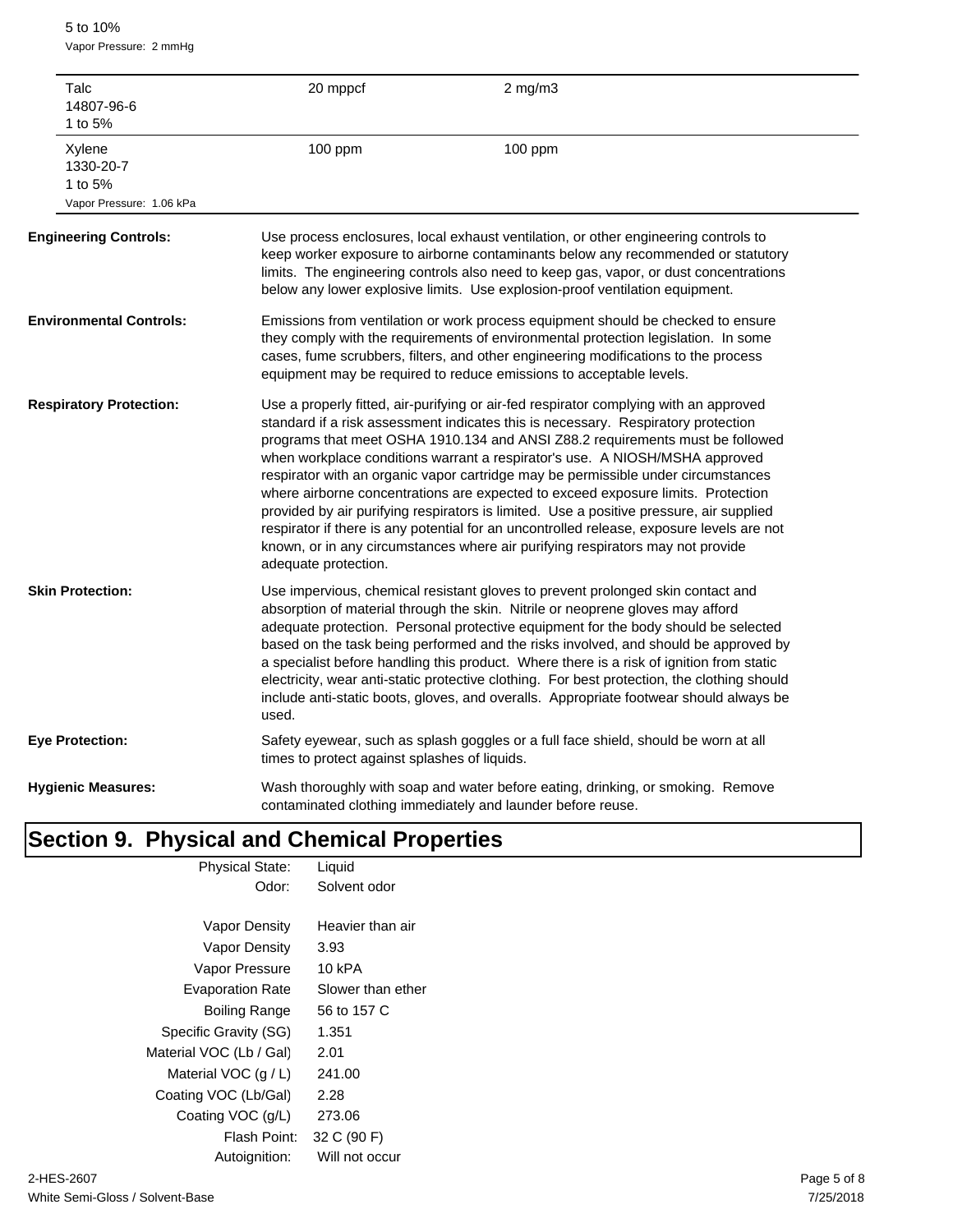5 to 10%
Vapor Pressure: 2 mmHg

| | | |
|---|---|---|
| Talc<br>14807-96-6<br>1 to 5% | 20 mppcf | 2 mg/m3 |
| Xylene<br>1330-20-7<br>1 to 5%<br>Vapor Pressure: 1.06 kPa | 100 ppm | 100 ppm |

**Engineering Controls:** Use process enclosures, local exhaust ventilation, or other engineering controls to keep worker exposure to airborne contaminants below any recommended or statutory limits. The engineering controls also need to keep gas, vapor, or dust concentrations below any lower explosive limits. Use explosion-proof ventilation equipment.

**Environmental Controls:** Emissions from ventilation or work process equipment should be checked to ensure they comply with the requirements of environmental protection legislation. In some cases, fume scrubbers, filters, and other engineering modifications to the process equipment may be required to reduce emissions to acceptable levels.

**Respiratory Protection:** Use a properly fitted, air-purifying or air-fed respirator complying with an approved standard if a risk assessment indicates this is necessary. Respiratory protection programs that meet OSHA 1910.134 and ANSI Z88.2 requirements must be followed when workplace conditions warrant a respirator's use. A NIOSH/MSHA approved respirator with an organic vapor cartridge may be permissible under circumstances where airborne concentrations are expected to exceed exposure limits. Protection provided by air purifying respirators is limited. Use a positive pressure, air supplied respirator if there is any potential for an uncontrolled release, exposure levels are not known, or in any circumstances where air purifying respirators may not provide adequate protection.

**Skin Protection:** Use impervious, chemical resistant gloves to prevent prolonged skin contact and absorption of material through the skin. Nitrile or neoprene gloves may afford adequate protection. Personal protective equipment for the body should be selected based on the task being performed and the risks involved, and should be approved by a specialist before handling this product. Where there is a risk of ignition from static electricity, wear anti-static protective clothing. For best protection, the clothing should include anti-static boots, gloves, and overalls. Appropriate footwear should always be used.

**Eye Protection:** Safety eyewear, such as splash goggles or a full face shield, should be worn at all times to protect against splashes of liquids.

**Hygienic Measures:** Wash thoroughly with soap and water before eating, drinking, or smoking. Remove contaminated clothing immediately and launder before reuse.

# Section 9. Physical and Chemical Properties

| | |
|---|---|
| Physical State: | Liquid |
| Odor: | Solvent odor |
| Vapor Density | Heavier than air |
| Vapor Density | 3.93 |
| Vapor Pressure | 10 kPA |
| Evaporation Rate | Slower than ether |
| Boiling Range | 56 to 157 C |
| Specific Gravity (SG) | 1.351 |
| Material VOC (Lb / Gal) | 2.01 |
| Material VOC (g / L) | 241.00 |
| Coating VOC (Lb/Gal) | 2.28 |
| Coating VOC (g/L) | 273.06 |
| Flash Point: | 32 C (90 F) |
| Autoignition: | Will not occur |

2-HES-2607
White Semi-Gloss / Solvent-Base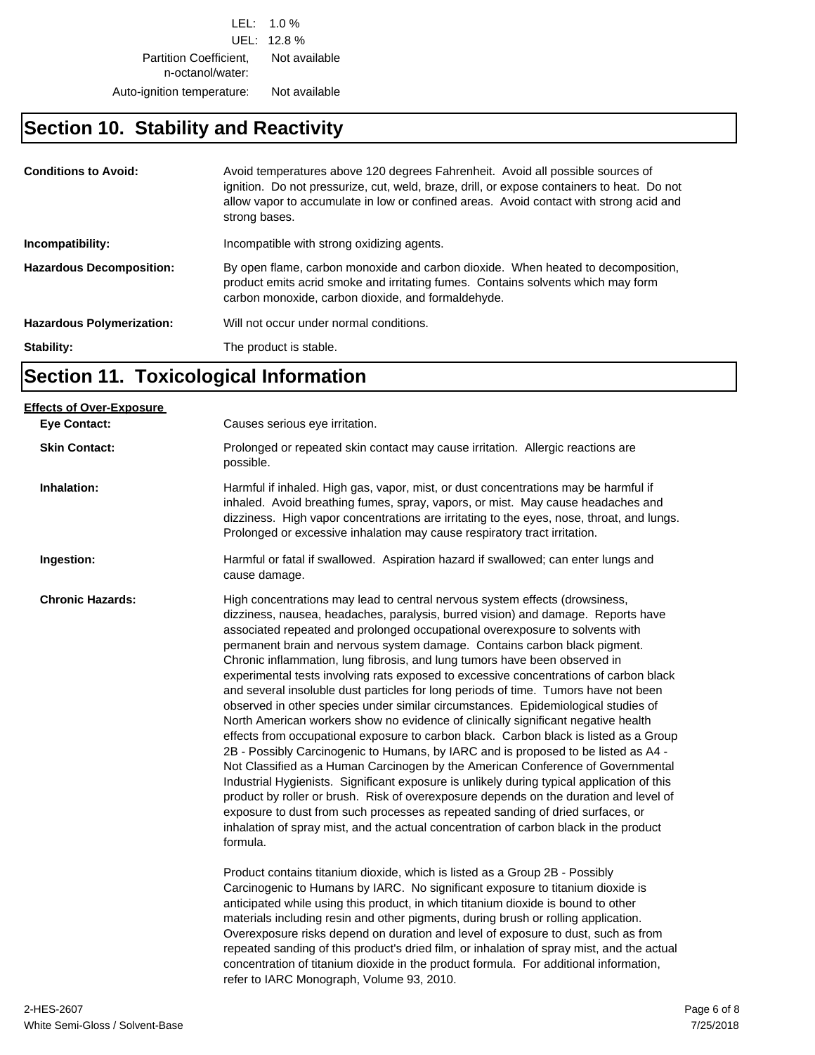| | |
|---|---|
| LEL: | 1.0 % |
| UEL: | 12.8 % |
| Partition Coefficient, n-octanol/water: | Not available |
| Auto-ignition temperature: | Not available |

## Section 10. Stability and Reactivity

**Conditions to Avoid:** Avoid temperatures above 120 degrees Fahrenheit. Avoid all possible sources of ignition. Do not pressurize, cut, weld, braze, drill, or expose containers to heat. Do not allow vapor to accumulate in low or confined areas. Avoid contact with strong acid and strong bases.

**Incompatibility:** Incompatible with strong oxidizing agents.

**Hazardous Decomposition:** By open flame, carbon monoxide and carbon dioxide. When heated to decomposition, product emits acrid smoke and irritating fumes. Contains solvents which may form carbon monoxide, carbon dioxide, and formaldehyde.

**Hazardous Polymerization:** Will not occur under normal conditions.

**Stability:** The product is stable.

## Section 11. Toxicological Information

**Effects of Over-Exposure**

**Eye Contact:** Causes serious eye irritation.

**Skin Contact:** Prolonged or repeated skin contact may cause irritation. Allergic reactions are possible.

**Inhalation:** Harmful if inhaled. High gas, vapor, mist, or dust concentrations may be harmful if inhaled. Avoid breathing fumes, spray, vapors, or mist. May cause headaches and dizziness. High vapor concentrations are irritating to the eyes, nose, throat, and lungs. Prolonged or excessive inhalation may cause respiratory tract irritation.

**Ingestion:** Harmful or fatal if swallowed. Aspiration hazard if swallowed; can enter lungs and cause damage.

**Chronic Hazards:** High concentrations may lead to central nervous system effects (drowsiness, dizziness, nausea, headaches, paralysis, burred vision) and damage. Reports have associated repeated and prolonged occupational overexposure to solvents with permanent brain and nervous system damage. Contains carbon black pigment. Chronic inflammation, lung fibrosis, and lung tumors have been observed in experimental tests involving rats exposed to excessive concentrations of carbon black and several insoluble dust particles for long periods of time. Tumors have not been observed in other species under similar circumstances. Epidemiological studies of North American workers show no evidence of clinically significant negative health effects from occupational exposure to carbon black. Carbon black is listed as a Group 2B - Possibly Carcinogenic to Humans, by IARC and is proposed to be listed as A4 - Not Classified as a Human Carcinogen by the American Conference of Governmental Industrial Hygienists. Significant exposure is unlikely during typical application of this product by roller or brush. Risk of overexposure depends on the duration and level of exposure to dust from such processes as repeated sanding of dried surfaces, or inhalation of spray mist, and the actual concentration of carbon black in the product formula.

Product contains titanium dioxide, which is listed as a Group 2B - Possibly Carcinogenic to Humans by IARC. No significant exposure to titanium dioxide is anticipated while using this product, in which titanium dioxide is bound to other materials including resin and other pigments, during brush or rolling application. Overexposure risks depend on duration and level of exposure to dust, such as from repeated sanding of this product's dried film, or inhalation of spray mist, and the actual concentration of titanium dioxide in the product formula. For additional information, refer to IARC Monograph, Volume 93, 2010.

2-HES-2607
White Semi-Gloss / Solvent-Base
7/25/2018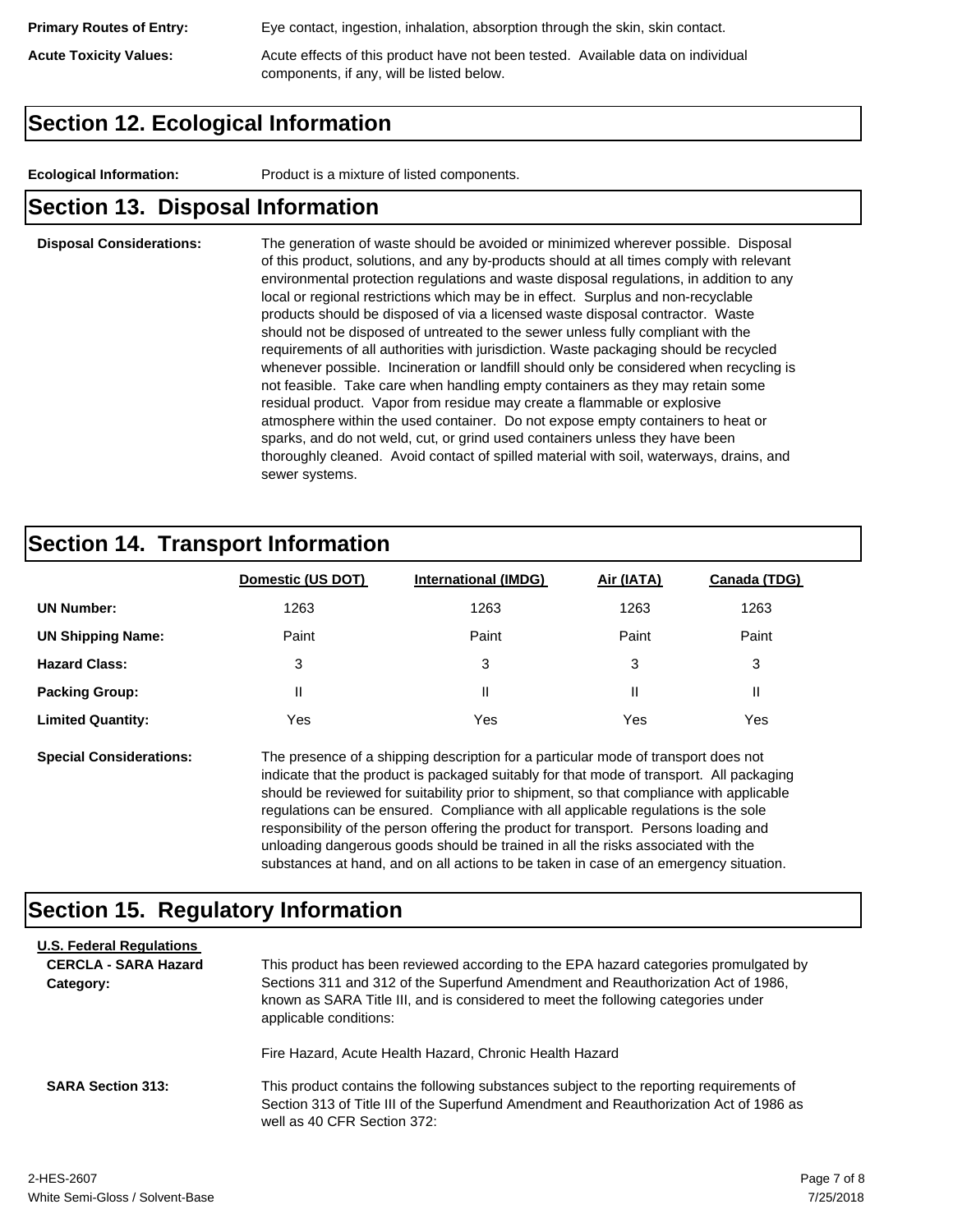**Primary Routes of Entry:** Eye contact, ingestion, inhalation, absorption through the skin, skin contact.

**Acute Toxicity Values:** Acute effects of this product have not been tested. Available data on individual components, if any, will be listed below.

## Section 12. Ecological Information

**Ecological Information:** Product is a mixture of listed components.

## Section 13. Disposal Information

**Disposal Considerations:** The generation of waste should be avoided or minimized wherever possible. Disposal of this product, solutions, and any by-products should at all times comply with relevant environmental protection regulations and waste disposal regulations, in addition to any local or regional restrictions which may be in effect. Surplus and non-recyclable products should be disposed of via a licensed waste disposal contractor. Waste should not be disposed of untreated to the sewer unless fully compliant with the requirements of all authorities with jurisdiction. Waste packaging should be recycled whenever possible. Incineration or landfill should only be considered when recycling is not feasible. Take care when handling empty containers as they may retain some residual product. Vapor from residue may create a flammable or explosive atmosphere within the used container. Do not expose empty containers to heat or sparks, and do not weld, cut, or grind used containers unless they have been thoroughly cleaned. Avoid contact of spilled material with soil, waterways, drains, and sewer systems.

## Section 14. Transport Information

| | Domestic (US DOT) | International (IMDG) | Air (IATA) | Canada (TDG) |
|---|---|---|---|---|
| **UN Number:** | 1263 | 1263 | 1263 | 1263 |
| **UN Shipping Name:** | Paint | Paint | Paint | Paint |
| **Hazard Class:** | 3 | 3 | 3 | 3 |
| **Packing Group:** | II | II | II | II |
| **Limited Quantity:** | Yes | Yes | Yes | Yes |

**Special Considerations:** The presence of a shipping description for a particular mode of transport does not indicate that the product is packaged suitably for that mode of transport. All packaging should be reviewed for suitability prior to shipment, so that compliance with applicable regulations can be ensured. Compliance with all applicable regulations is the sole responsibility of the person offering the product for transport. Persons loading and unloading dangerous goods should be trained in all the risks associated with the substances at hand, and on all actions to be taken in case of an emergency situation.

## Section 15. Regulatory Information

**U.S. Federal Regulations**

**CERCLA - SARA Hazard Category:** This product has been reviewed according to the EPA hazard categories promulgated by Sections 311 and 312 of the Superfund Amendment and Reauthorization Act of 1986, known as SARA Title III, and is considered to meet the following categories under applicable conditions:

Fire Hazard, Acute Health Hazard, Chronic Health Hazard

**SARA Section 313:** This product contains the following substances subject to the reporting requirements of Section 313 of Title III of the Superfund Amendment and Reauthorization Act of 1986 as well as 40 CFR Section 372:

2-HES-2607
White Semi-Gloss / Solvent-Base

7/25/2018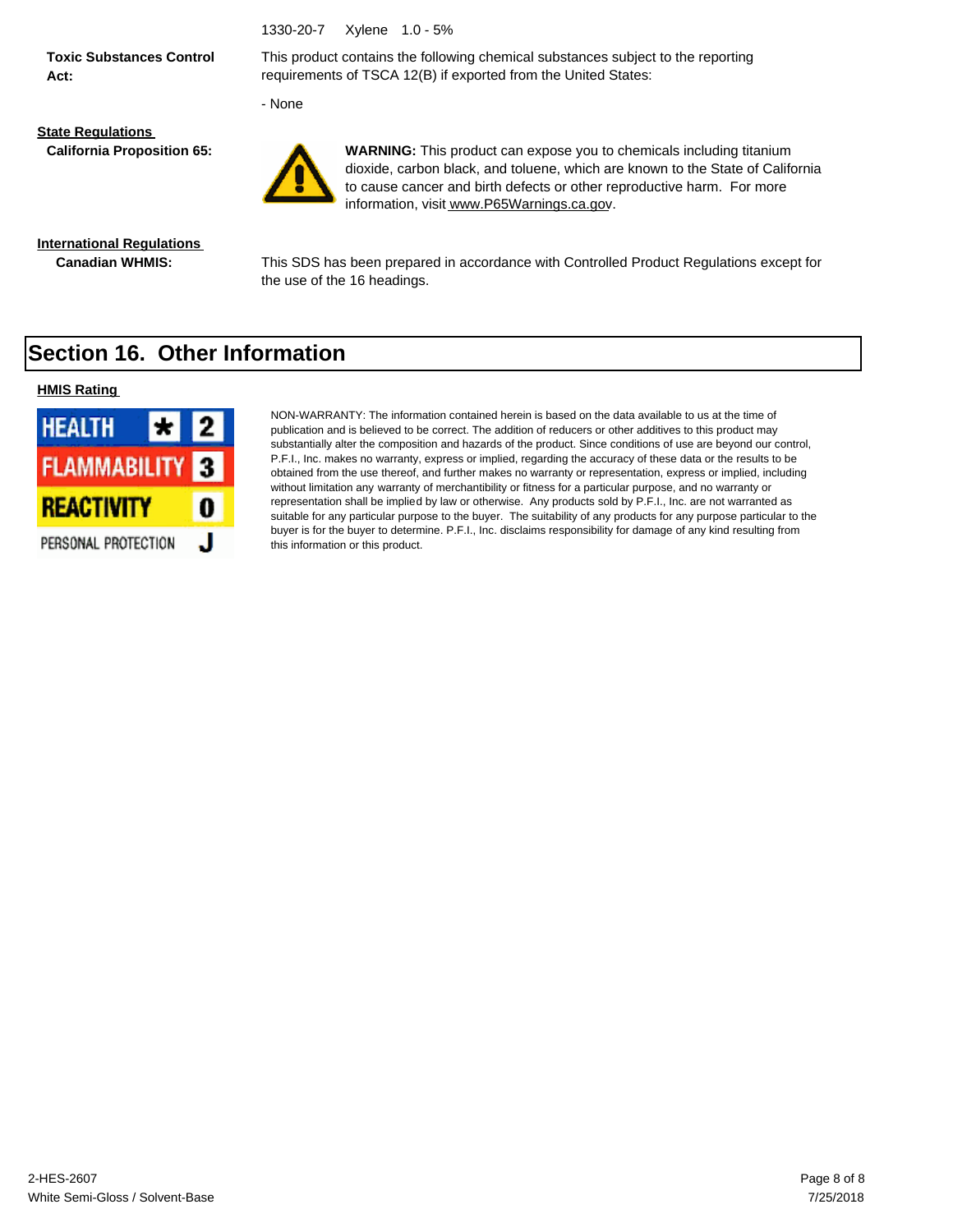1330-20-7 Xylene 1.0 - 5%

**Toxic Substances Control Act:** This product contains the following chemical substances subject to the reporting requirements of TSCA 12(B) if exported from the United States:

- None

**State Regulations**

**California Proposition 65:** **WARNING:** This product can expose you to chemicals including titanium dioxide, carbon black, and toluene, which are known to the State of California to cause cancer and birth defects or other reproductive harm. For more information, visit www.P65Warnings.ca.gov.

**International Regulations**

**Canadian WHMIS:** This SDS has been prepared in accordance with Controlled Product Regulations except for the use of the 16 headings.

## Section 16. Other Information

**HMIS Rating**

| | | |
|---|---|---|
| HEALTH | * | 2 |
| FLAMMABILITY | | 3 |
| REACTIVITY | | 0 |
| PERSONAL PROTECTION | | J |

NON-WARRANTY: The information contained herein is based on the data available to us at the time of publication and is believed to be correct. The addition of reducers or other additives to this product may substantially alter the composition and hazards of the product. Since conditions of use are beyond our control, P.F.I., Inc. makes no warranty, express or implied, regarding the accuracy of these data or the results to be obtained from the use thereof, and further makes no warranty or representation, express or implied, including without limitation any warranty of merchantibility or fitness for a particular purpose, and no warranty or representation shall be implied by law or otherwise. Any products sold by P.F.I., Inc. are not warranted as suitable for any particular purpose to the buyer. The suitability of any products for any purpose particular to the buyer is for the buyer to determine. P.F.I., Inc. disclaims responsibility for damage of any kind resulting from this information or this product.